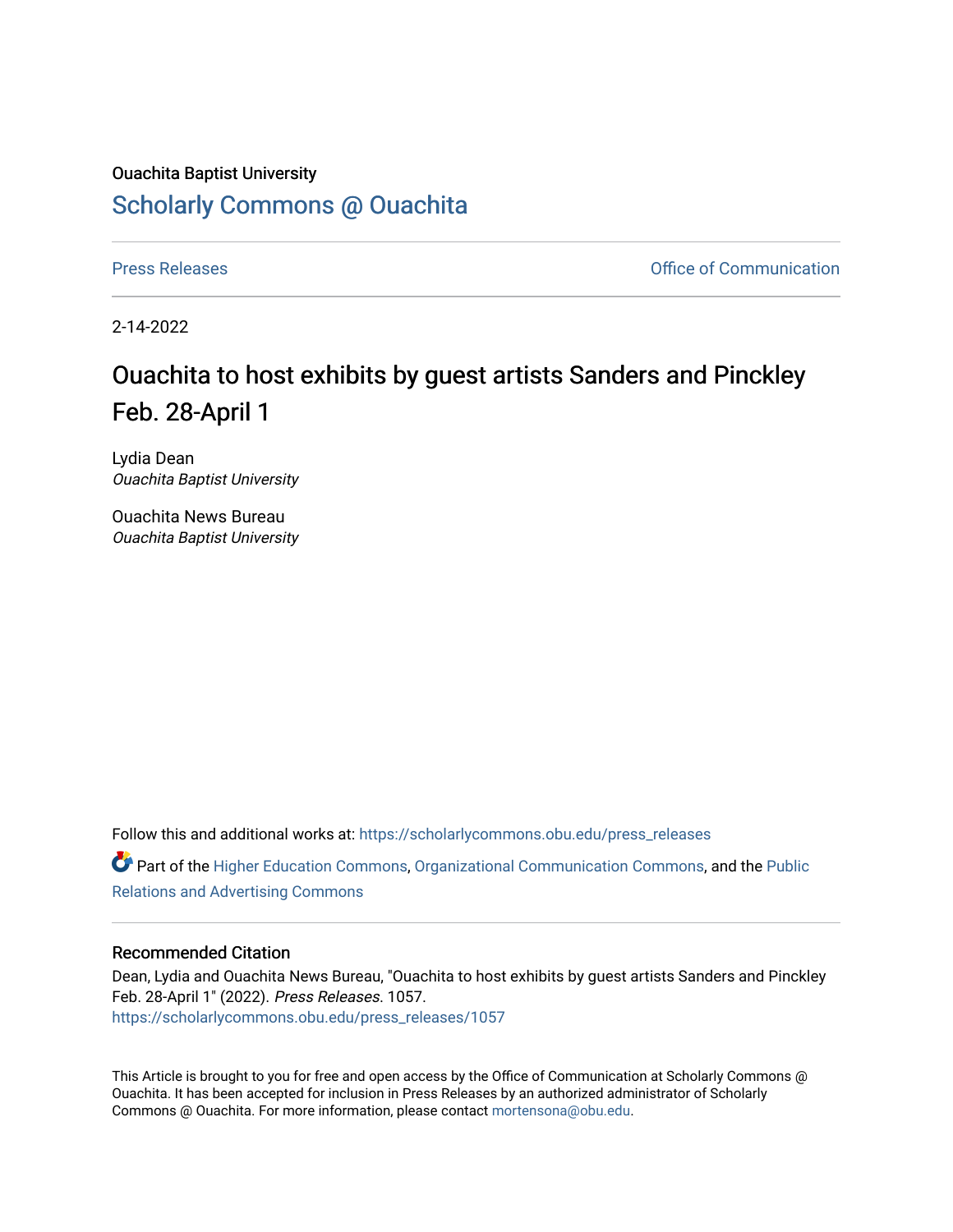Ouachita Baptist University

# Scholarly Commons @ Ouachita

Press Releases | Office of Communication

2-14-2022

## Ouachita to host exhibits by guest artists Sanders and Pinckley Feb. 28-April 1

Lydia Dean
*Ouachita Baptist University*

Ouachita News Bureau
*Ouachita Baptist University*

Follow this and additional works at: https://scholarlycommons.obu.edu/press_releases

Part of the Higher Education Commons, Organizational Communication Commons, and the Public Relations and Advertising Commons

### Recommended Citation

Dean, Lydia and Ouachita News Bureau, "Ouachita to host exhibits by guest artists Sanders and Pinckley Feb. 28-April 1" (2022). *Press Releases*. 1057.
https://scholarlycommons.obu.edu/press_releases/1057

This Article is brought to you for free and open access by the Office of Communication at Scholarly Commons @ Ouachita. It has been accepted for inclusion in Press Releases by an authorized administrator of Scholarly Commons @ Ouachita. For more information, please contact mortensona@obu.edu.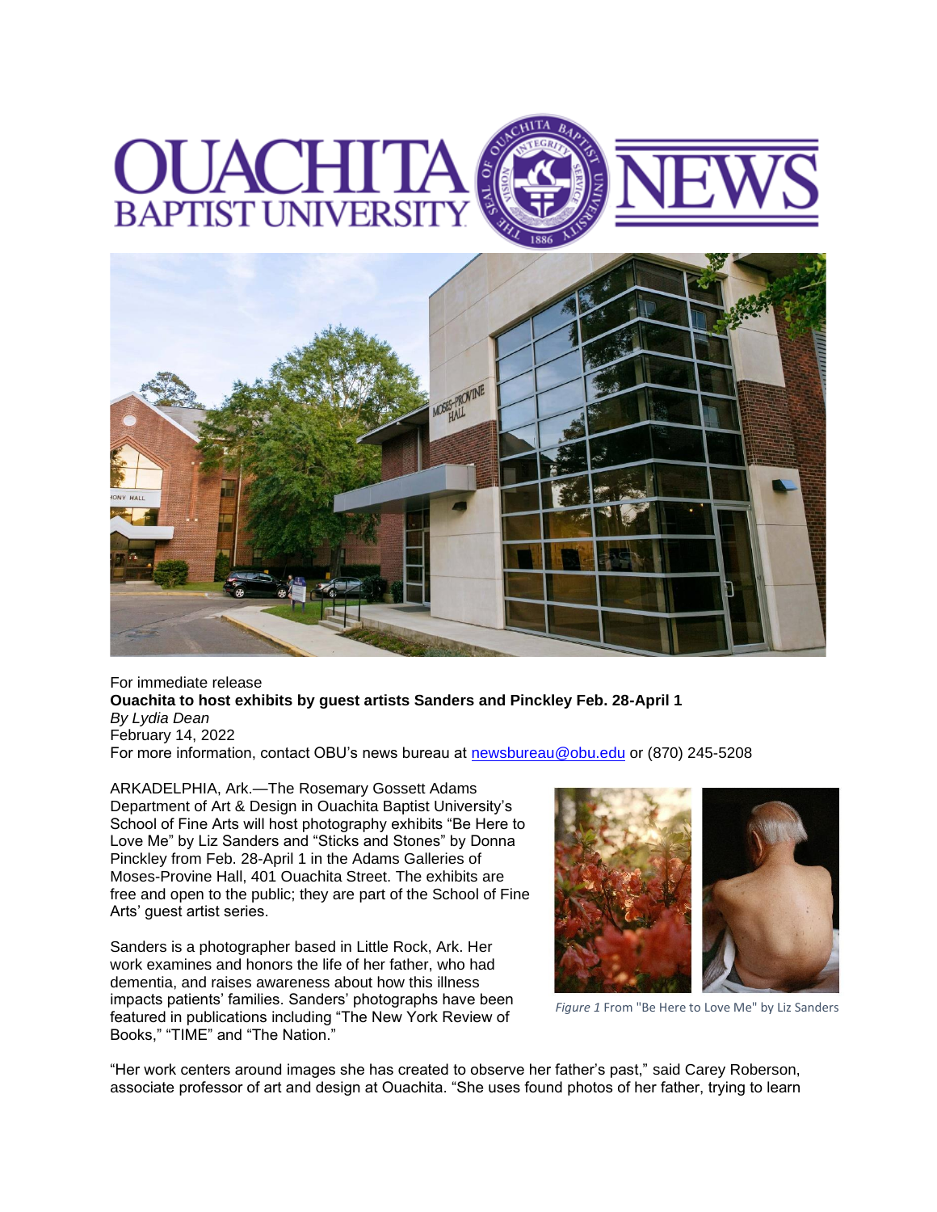For immediate release

**Ouachita to host exhibits by guest artists Sanders and Pinckley Feb. 28-April 1**

*By Lydia Dean*

February 14, 2022

For more information, contact OBU's news bureau at newsbureau@obu.edu or (870) 245-5208

ARKADELPHIA, Ark.—The Rosemary Gossett Adams Department of Art & Design in Ouachita Baptist University's School of Fine Arts will host photography exhibits "Be Here to Love Me" by Liz Sanders and "Sticks and Stones" by Donna Pinckley from Feb. 28-April 1 in the Adams Galleries of Moses-Provine Hall, 401 Ouachita Street. The exhibits are free and open to the public; they are part of the School of Fine Arts' guest artist series.

Sanders is a photographer based in Little Rock, Ark. Her work examines and honors the life of her father, who had dementia, and raises awareness about how this illness impacts patients' families. Sanders' photographs have been featured in publications including "The New York Review of Books," "TIME" and "The Nation."

*Figure 1* From "Be Here to Love Me" by Liz Sanders

"Her work centers around images she has created to observe her father's past," said Carey Roberson, associate professor of art and design at Ouachita. "She uses found photos of her father, trying to learn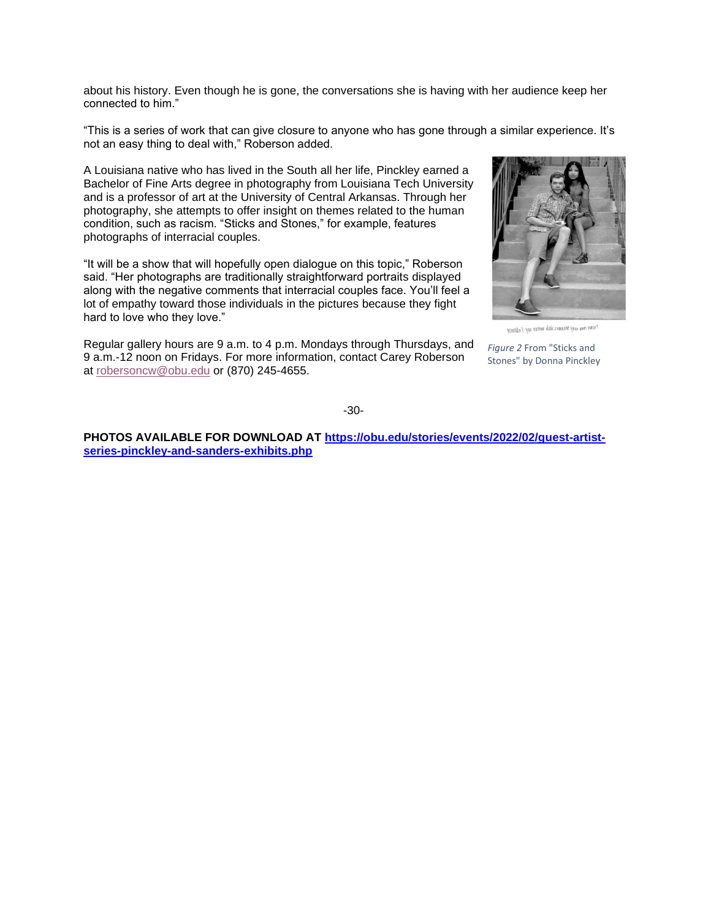about his history. Even though he is gone, the conversations she is having with her audience keep her connected to him."

"This is a series of work that can give closure to anyone who has gone through a similar experience. It's not an easy thing to deal with," Roberson added.

A Louisiana native who has lived in the South all her life, Pinckley earned a Bachelor of Fine Arts degree in photography from Louisiana Tech University and is a professor of art at the University of Central Arkansas. Through her photography, she attempts to offer insight on themes related to the human condition, such as racism. "Sticks and Stones," for example, features photographs of interracial couples.

"It will be a show that will hopefully open dialogue on this topic," Roberson said. "Her photographs are traditionally straightforward portraits displayed along with the negative comments that interracial couples face. You'll feel a lot of empathy toward those individuals in the pictures because they fight hard to love who they love."

*Figure 2* From "Sticks and Stones" by Donna Pinckley

Regular gallery hours are 9 a.m. to 4 p.m. Mondays through Thursdays, and 9 a.m.-12 noon on Fridays. For more information, contact Carey Roberson at robersoncw@obu.edu or (870) 245-4655.

-30-

**PHOTOS AVAILABLE FOR DOWNLOAD AT https://obu.edu/stories/events/2022/02/guest-artist-series-pinckley-and-sanders-exhibits.php**